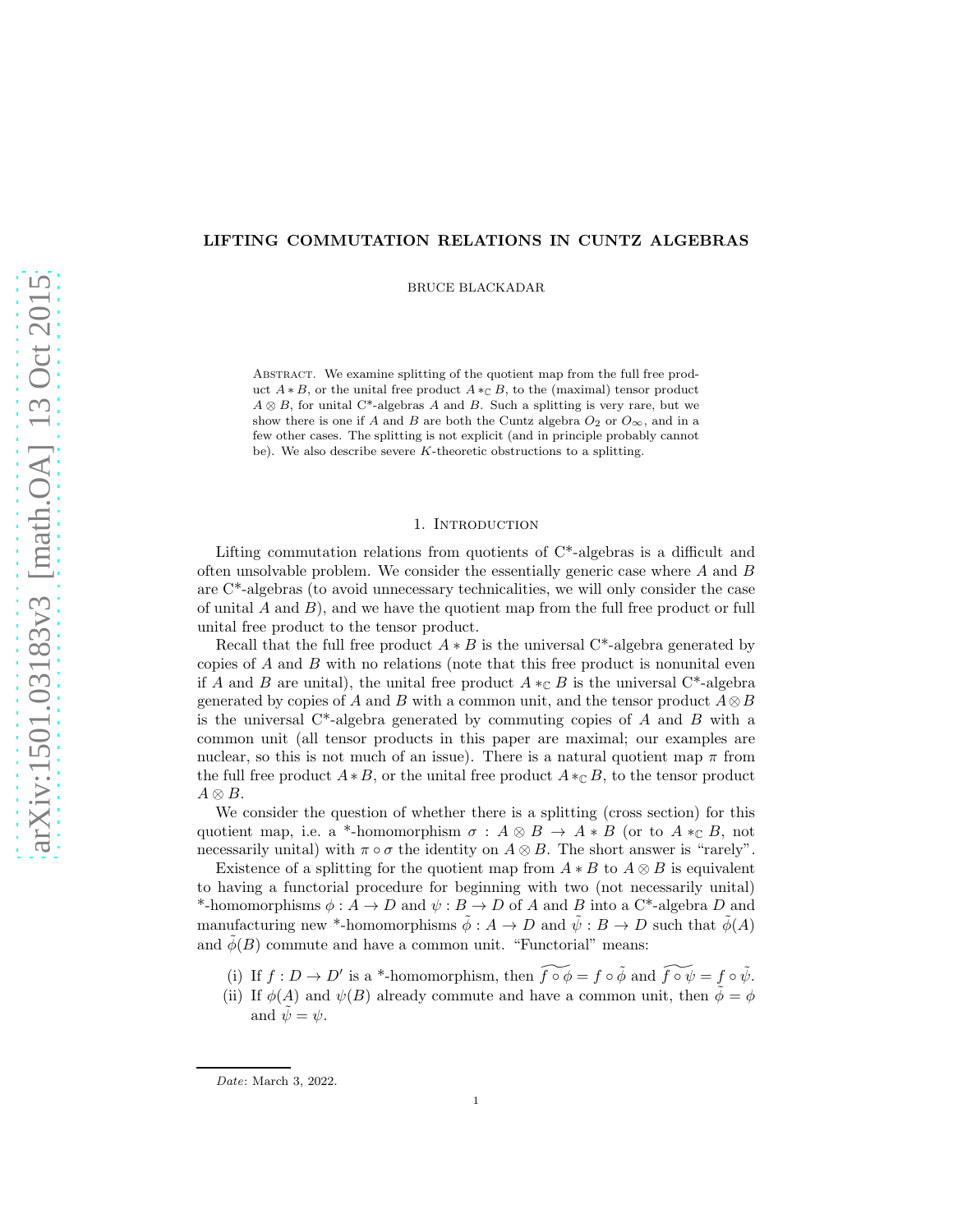# LIFTING COMMUTATION RELATIONS IN CUNTZ ALGEBRAS

BRUCE BLACKADAR

Abstract. We examine splitting of the quotient map from the full free product $A * B$, or the unital free product $A *_{\mathbb{C}} B$, to the (maximal) tensor product $A \otimes B$, for unital C*-algebras $A$ and $B$. Such a splitting is very rare, but we show there is one if $A$ and $B$ are both the Cuntz algebra $O_2$ or $O_\infty$, and in a few other cases. The splitting is not explicit (and in principle probably cannot be). We also describe severe $K$-theoretic obstructions to a splitting.

## 1. Introduction

Lifting commutation relations from quotients of C*-algebras is a difficult and often unsolvable problem. We consider the essentially generic case where $A$ and $B$ are C*-algebras (to avoid unnecessary technicalities, we will only consider the case of unital $A$ and $B$), and we have the quotient map from the full free product or full unital free product to the tensor product.

Recall that the full free product $A * B$ is the universal C*-algebra generated by copies of $A$ and $B$ with no relations (note that this free product is nonunital even if $A$ and $B$ are unital), the unital free product $A *_{\mathbb{C}} B$ is the universal C*-algebra generated by copies of $A$ and $B$ with a common unit, and the tensor product $A \otimes B$ is the universal C*-algebra generated by commuting copies of $A$ and $B$ with a common unit (all tensor products in this paper are maximal; our examples are nuclear, so this is not much of an issue). There is a natural quotient map $\pi$ from the full free product $A * B$, or the unital free product $A *_{\mathbb{C}} B$, to the tensor product $A \otimes B$.

We consider the question of whether there is a splitting (cross section) for this quotient map, i.e. a *-homomorphism $\sigma : A \otimes B \to A * B$ (or to $A *_{\mathbb{C}} B$, not necessarily unital) with $\pi \circ \sigma$ the identity on $A \otimes B$. The short answer is "rarely".

Existence of a splitting for the quotient map from $A * B$ to $A \otimes B$ is equivalent to having a functorial procedure for beginning with two (not necessarily unital) *-homomorphisms $\phi : A \to D$ and $\psi : B \to D$ of $A$ and $B$ into a C*-algebra $D$ and manufacturing new *-homomorphisms $\tilde{\phi} : A \to D$ and $\tilde{\psi} : B \to D$ such that $\tilde{\phi}(A)$ and $\tilde{\phi}(B)$ commute and have a common unit. "Functorial" means:

(i) If $f : D \to D'$ is a *-homomorphism, then $\widetilde{f \circ \phi} = f \circ \tilde{\phi}$ and $\widetilde{f \circ \psi} = f \circ \tilde{\psi}$.

(ii) If $\phi(A)$ and $\psi(B)$ already commute and have a common unit, then $\tilde{\phi} = \phi$ and $\tilde{\psi} = \psi$.

*Date*: March 3, 2022.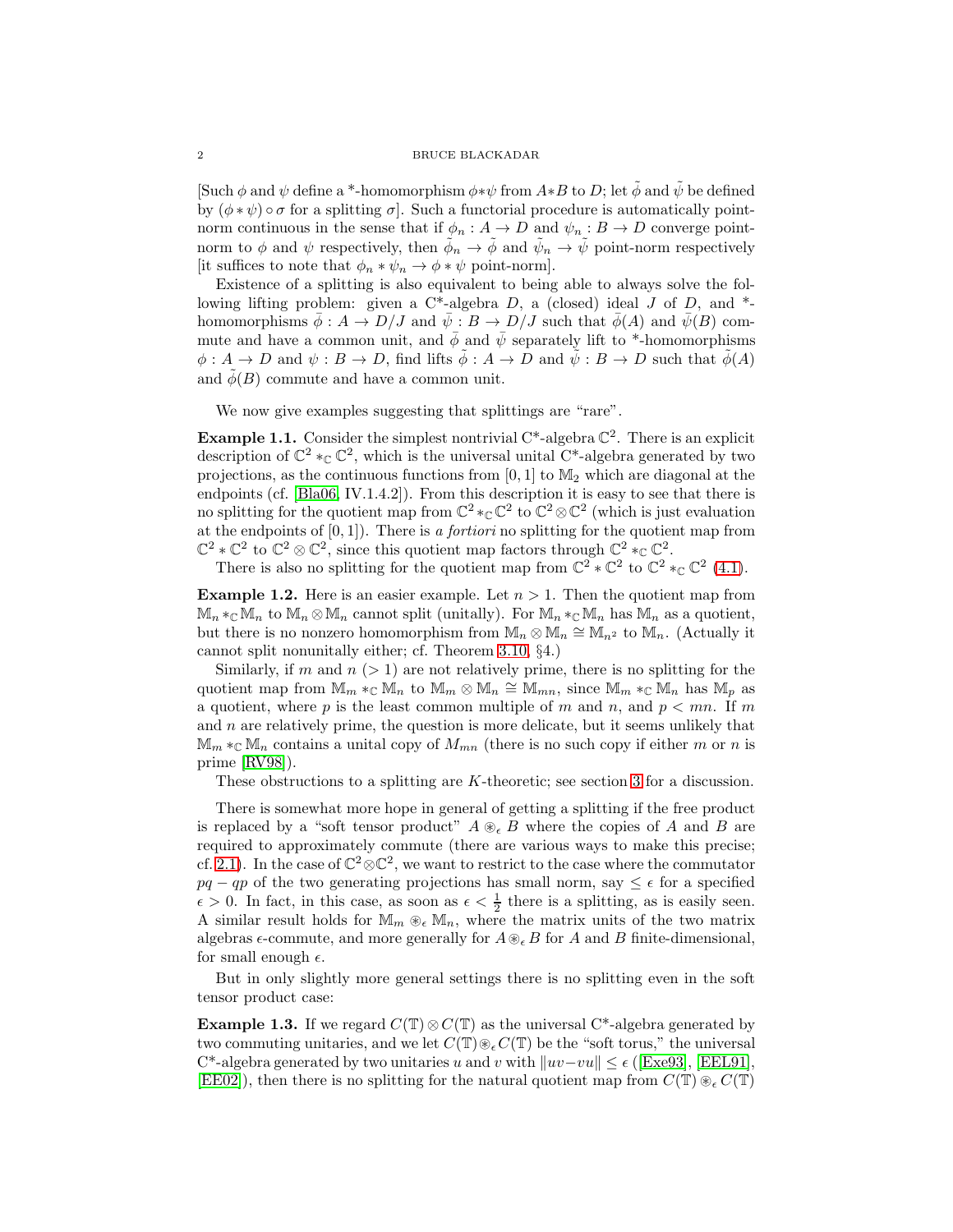[Such $\phi$ and $\psi$ define a *-homomorphism $\phi*\psi$ from $A*B$ to $D$; let $\tilde{\phi}$ and $\tilde{\psi}$ be defined by $(\phi*\psi)\circ\sigma$ for a splitting $\sigma$]. Such a functorial procedure is automatically point-norm continuous in the sense that if $\phi_n : A \to D$ and $\psi_n : B \to D$ converge point-norm to $\phi$ and $\psi$ respectively, then $\tilde{\phi}_n \to \tilde{\phi}$ and $\tilde{\psi}_n \to \tilde{\psi}$ point-norm respectively [it suffices to note that $\phi_n * \psi_n \to \phi * \psi$ point-norm].

Existence of a splitting is also equivalent to being able to always solve the following lifting problem: given a C*-algebra $D$, a (closed) ideal $J$ of $D$, and *-homomorphisms $\bar{\phi} : A \to D/J$ and $\bar{\psi} : B \to D/J$ such that $\bar{\phi}(A)$ and $\bar{\psi}(B)$ commute and have a common unit, and $\bar{\phi}$ and $\bar{\psi}$ separately lift to *-homomorphisms $\phi : A \to D$ and $\psi : B \to D$, find lifts $\tilde{\phi} : A \to D$ and $\tilde{\psi} : B \to D$ such that $\tilde{\phi}(A)$ and $\tilde{\phi}(B)$ commute and have a common unit.

We now give examples suggesting that splittings are "rare".

**Example 1.1.** Consider the simplest nontrivial C*-algebra $\mathbb{C}^2$. There is an explicit description of $\mathbb{C}^2 *_{\mathbb{C}} \mathbb{C}^2$, which is the universal unital C*-algebra generated by two projections, as the continuous functions from $[0,1]$ to $\mathbb{M}_2$ which are diagonal at the endpoints (cf. [Bla06, IV.1.4.2]). From this description it is easy to see that there is no splitting for the quotient map from $\mathbb{C}^2 *_{\mathbb{C}} \mathbb{C}^2$ to $\mathbb{C}^2 \otimes \mathbb{C}^2$ (which is just evaluation at the endpoints of $[0,1]$). There is *a fortiori* no splitting for the quotient map from $\mathbb{C}^2 * \mathbb{C}^2$ to $\mathbb{C}^2 \otimes \mathbb{C}^2$, since this quotient map factors through $\mathbb{C}^2 *_{\mathbb{C}} \mathbb{C}^2$.

There is also no splitting for the quotient map from $\mathbb{C}^2 * \mathbb{C}^2$ to $\mathbb{C}^2 *_{\mathbb{C}} \mathbb{C}^2$ (4.1).

**Example 1.2.** Here is an easier example. Let $n > 1$. Then the quotient map from $\mathbb{M}_n *_{\mathbb{C}} \mathbb{M}_n$ to $\mathbb{M}_n \otimes \mathbb{M}_n$ cannot split (unitally). For $\mathbb{M}_n *_{\mathbb{C}} \mathbb{M}_n$ has $\mathbb{M}_n$ as a quotient, but there is no nonzero homomorphism from $\mathbb{M}_n \otimes \mathbb{M}_n \cong \mathbb{M}_{n^2}$ to $\mathbb{M}_n$. (Actually it cannot split nonunitally either; cf. Theorem 3.10, §4.)

Similarly, if $m$ and $n$ $(>1)$ are not relatively prime, there is no splitting for the quotient map from $\mathbb{M}_m *_{\mathbb{C}} \mathbb{M}_n$ to $\mathbb{M}_m \otimes \mathbb{M}_n \cong \mathbb{M}_{mn}$, since $\mathbb{M}_m *_{\mathbb{C}} \mathbb{M}_n$ has $\mathbb{M}_p$ as a quotient, where $p$ is the least common multiple of $m$ and $n$, and $p < mn$. If $m$ and $n$ are relatively prime, the question is more delicate, but it seems unlikely that $\mathbb{M}_m *_{\mathbb{C}} \mathbb{M}_n$ contains a unital copy of $M_{mn}$ (there is no such copy if either $m$ or $n$ is prime [RV98]).

These obstructions to a splitting are $K$-theoretic; see section 3 for a discussion.

There is somewhat more hope in general of getting a splitting if the free product is replaced by a "soft tensor product" $A \circledast_\epsilon B$ where the copies of $A$ and $B$ are required to approximately commute (there are various ways to make this precise; cf. 2.1). In the case of $\mathbb{C}^2 \otimes \mathbb{C}^2$, we want to restrict to the case where the commutator $pq - qp$ of the two generating projections has small norm, say $\leq \epsilon$ for a specified $\epsilon > 0$. In fact, in this case, as soon as $\epsilon < \frac{1}{2}$ there is a splitting, as is easily seen. A similar result holds for $\mathbb{M}_m \circledast_\epsilon \mathbb{M}_n$, where the matrix units of the two matrix algebras $\epsilon$-commute, and more generally for $A \circledast_\epsilon B$ for $A$ and $B$ finite-dimensional, for small enough $\epsilon$.

But in only slightly more general settings there is no splitting even in the soft tensor product case:

**Example 1.3.** If we regard $C(\mathbb{T}) \otimes C(\mathbb{T})$ as the universal C*-algebra generated by two commuting unitaries, and we let $C(\mathbb{T}) \circledast_\epsilon C(\mathbb{T})$ be the "soft torus," the universal C*-algebra generated by two unitaries $u$ and $v$ with $\|uv - vu\| \leq \epsilon$ ([Exe93], [EEL91], [EE02]), then there is no splitting for the natural quotient map from $C(\mathbb{T}) \circledast_\epsilon C(\mathbb{T})$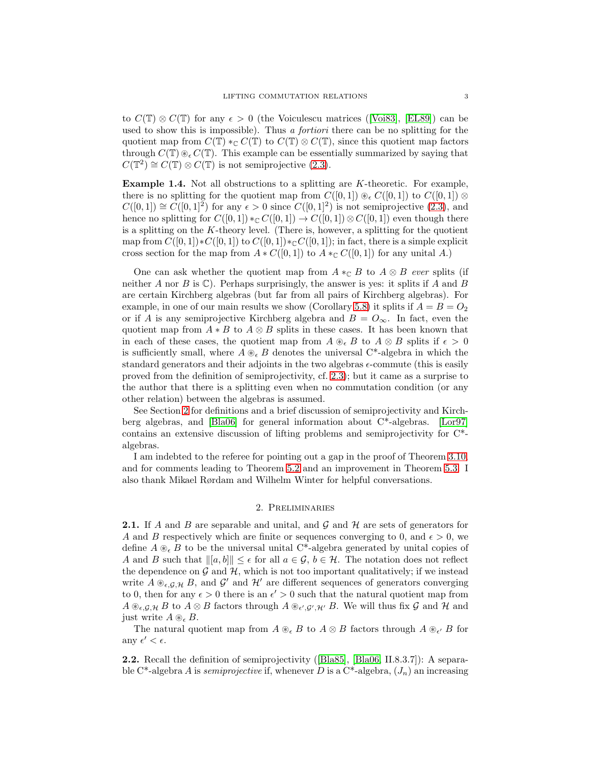to $C(\mathbb{T}) \otimes C(\mathbb{T})$ for any $\epsilon > 0$ (the Voiculescu matrices ([Voi83], [EL89]) can be used to show this is impossible). Thus *a fortiori* there can be no splitting for the quotient map from $C(\mathbb{T}) *_{\mathbb{C}} C(\mathbb{T})$ to $C(\mathbb{T}) \otimes C(\mathbb{T})$, since this quotient map factors through $C(\mathbb{T}) \circledast_\epsilon C(\mathbb{T})$. This example can be essentially summarized by saying that $C(\mathbb{T}^2) \cong C(\mathbb{T}) \otimes C(\mathbb{T})$ is not semiprojective (2.3).

**Example 1.4.** Not all obstructions to a splitting are $K$-theoretic. For example, there is no splitting for the quotient map from $C([0,1]) \circledast_\epsilon C([0,1])$ to $C([0,1]) \otimes C([0,1]) \cong C([0,1]^2)$ for any $\epsilon > 0$ since $C([0,1]^2)$ is not semiprojective (2.3), and hence no splitting for $C([0,1]) *_{\mathbb{C}} C([0,1]) \to C([0,1]) \otimes C([0,1])$ even though there is a splitting on the $K$-theory level. (There is, however, a splitting for the quotient map from $C([0,1]) * C([0,1])$ to $C([0,1]) *_{\mathbb{C}} C([0,1])$; in fact, there is a simple explicit cross section for the map from $A * C([0,1])$ to $A *_{\mathbb{C}} C([0,1])$ for any unital $A$.)

One can ask whether the quotient map from $A *_{\mathbb{C}} B$ to $A \otimes B$ *ever* splits (if neither $A$ nor $B$ is $\mathbb{C}$). Perhaps surprisingly, the answer is yes: it splits if $A$ and $B$ are certain Kirchberg algebras (but far from all pairs of Kirchberg algebras). For example, in one of our main results we show (Corollary 5.8) it splits if $A = B = O_2$ or if $A$ is any semiprojective Kirchberg algebra and $B = O_\infty$. In fact, even the quotient map from $A * B$ to $A \otimes B$ splits in these cases. It has been known that in each of these cases, the quotient map from $A \circledast_\epsilon B$ to $A \otimes B$ splits if $\epsilon > 0$ is sufficiently small, where $A \circledast_\epsilon B$ denotes the universal C\*-algebra in which the standard generators and their adjoints in the two algebras $\epsilon$-commute (this is easily proved from the definition of semiprojectivity, cf. 2.3); but it came as a surprise to the author that there is a splitting even when no commutation condition (or any other relation) between the algebras is assumed.

See Section 2 for definitions and a brief discussion of semiprojectivity and Kirchberg algebras, and [Bla06] for general information about C\*-algebras. [Lor97] contains an extensive discussion of lifting problems and semiprojectivity for C\*-algebras.

I am indebted to the referee for pointing out a gap in the proof of Theorem 3.10, and for comments leading to Theorem 5.2 and an improvement in Theorem 5.3. I also thank Mikael Rørdam and Wilhelm Winter for helpful conversations.

## 2. Preliminaries

**2.1.** If $A$ and $B$ are separable and unital, and $\mathcal{G}$ and $\mathcal{H}$ are sets of generators for $A$ and $B$ respectively which are finite or sequences converging to 0, and $\epsilon > 0$, we define $A \circledast_\epsilon B$ to be the universal unital C\*-algebra generated by unital copies of $A$ and $B$ such that $\|[a,b]\| \leq \epsilon$ for all $a \in \mathcal{G}$, $b \in \mathcal{H}$. The notation does not reflect the dependence on $\mathcal{G}$ and $\mathcal{H}$, which is not too important qualitatively; if we instead write $A \circledast_{\epsilon,\mathcal{G},\mathcal{H}} B$, and $\mathcal{G}'$ and $\mathcal{H}'$ are different sequences of generators converging to 0, then for any $\epsilon > 0$ there is an $\epsilon' > 0$ such that the natural quotient map from $A \circledast_{\epsilon,\mathcal{G},\mathcal{H}} B$ to $A \otimes B$ factors through $A \circledast_{\epsilon',\mathcal{G}',\mathcal{H}'} B$. We will thus fix $\mathcal{G}$ and $\mathcal{H}$ and just write $A \circledast_\epsilon B$.

The natural quotient map from $A \circledast_\epsilon B$ to $A \otimes B$ factors through $A \circledast_{\epsilon'} B$ for any $\epsilon' < \epsilon$.

**2.2.** Recall the definition of semiprojectivity ([Bla85], [Bla06, II.8.3.7]): A separable C\*-algebra $A$ is *semiprojective* if, whenever $D$ is a C\*-algebra, $(J_n)$ an increasing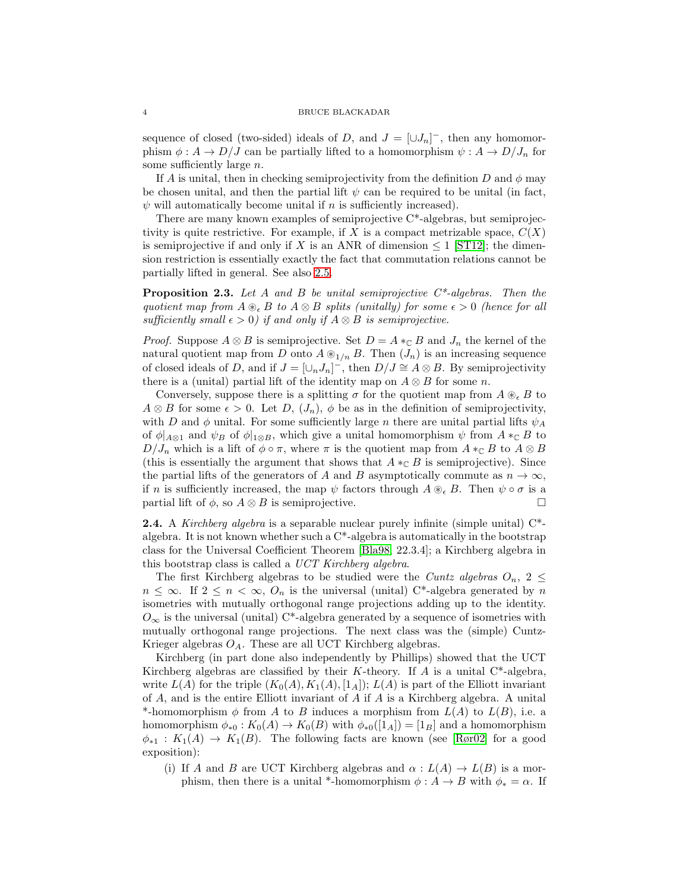sequence of closed (two-sided) ideals of $D$, and $J = [\cup J_n]^-$, then any homomorphism $\phi : A \to D/J$ can be partially lifted to a homomorphism $\psi : A \to D/J_n$ for some sufficiently large $n$.

If $A$ is unital, then in checking semiprojectivity from the definition $D$ and $\phi$ may be chosen unital, and then the partial lift $\psi$ can be required to be unital (in fact, $\psi$ will automatically become unital if $n$ is sufficiently increased).

There are many known examples of semiprojective C*-algebras, but semiprojectivity is quite restrictive. For example, if $X$ is a compact metrizable space, $C(X)$ is semiprojective if and only if $X$ is an ANR of dimension $\leq 1$ [ST12]; the dimension restriction is essentially exactly the fact that commutation relations cannot be partially lifted in general. See also 2.5.

**Proposition 2.3.** *Let $A$ and $B$ be unital semiprojective C\*-algebras. Then the quotient map from $A \circledast_\epsilon B$ to $A \otimes B$ splits (unitally) for some $\epsilon > 0$ (hence for all sufficiently small $\epsilon > 0$) if and only if $A \otimes B$ is semiprojective.*

*Proof.* Suppose $A \otimes B$ is semiprojective. Set $D = A *_{\mathbb{C}} B$ and $J_n$ the kernel of the natural quotient map from $D$ onto $A \circledast_{1/n} B$. Then $(J_n)$ is an increasing sequence of closed ideals of $D$, and if $J = [\cup_n J_n]^-$, then $D/J \cong A \otimes B$. By semiprojectivity there is a (unital) partial lift of the identity map on $A \otimes B$ for some $n$.

Conversely, suppose there is a splitting $\sigma$ for the quotient map from $A \circledast_\epsilon B$ to $A \otimes B$ for some $\epsilon > 0$. Let $D$, $(J_n)$, $\phi$ be as in the definition of semiprojectivity, with $D$ and $\phi$ unital. For some sufficiently large $n$ there are unital partial lifts $\psi_A$ of $\phi|_{A \otimes 1}$ and $\psi_B$ of $\phi|_{1 \otimes B}$, which give a unital homomorphism $\psi$ from $A *_{\mathbb{C}} B$ to $D/J_n$ which is a lift of $\phi \circ \pi$, where $\pi$ is the quotient map from $A *_{\mathbb{C}} B$ to $A \otimes B$ (this is essentially the argument that shows that $A *_{\mathbb{C}} B$ is semiprojective). Since the partial lifts of the generators of $A$ and $B$ asymptotically commute as $n \to \infty$, if $n$ is sufficiently increased, the map $\psi$ factors through $A \circledast_\epsilon B$. Then $\psi \circ \sigma$ is a partial lift of $\phi$, so $A \otimes B$ is semiprojective. □

**2.4.** A *Kirchberg algebra* is a separable nuclear purely infinite (simple unital) C\*-algebra. It is not known whether such a C\*-algebra is automatically in the bootstrap class for the Universal Coefficient Theorem [Bla98, 22.3.4]; a Kirchberg algebra in this bootstrap class is called a *UCT Kirchberg algebra*.

The first Kirchberg algebras to be studied were the *Cuntz algebras* $O_n$, $2 \leq n \leq \infty$. If $2 \leq n < \infty$, $O_n$ is the universal (unital) C\*-algebra generated by $n$ isometries with mutually orthogonal range projections adding up to the identity. $O_\infty$ is the universal (unital) C\*-algebra generated by a sequence of isometries with mutually orthogonal range projections. The next class was the (simple) Cuntz-Krieger algebras $O_A$. These are all UCT Kirchberg algebras.

Kirchberg (in part done also independently by Phillips) showed that the UCT Kirchberg algebras are classified by their $K$-theory. If $A$ is a unital C\*-algebra, write $L(A)$ for the triple $(K_0(A), K_1(A), [1_A])$; $L(A)$ is part of the Elliott invariant of $A$, and is the entire Elliott invariant of $A$ if $A$ is a Kirchberg algebra. A unital \*-homomorphism $\phi$ from $A$ to $B$ induces a morphism from $L(A)$ to $L(B)$, i.e. a homomorphism $\phi_{*0} : K_0(A) \to K_0(B)$ with $\phi_{*0}([1_A]) = [1_B]$ and a homomorphism $\phi_{*1} : K_1(A) \to K_1(B)$. The following facts are known (see [Rør02] for a good exposition):

(i) If $A$ and $B$ are UCT Kirchberg algebras and $\alpha : L(A) \to L(B)$ is a morphism, then there is a unital \*-homomorphism $\phi : A \to B$ with $\phi_* = \alpha$. If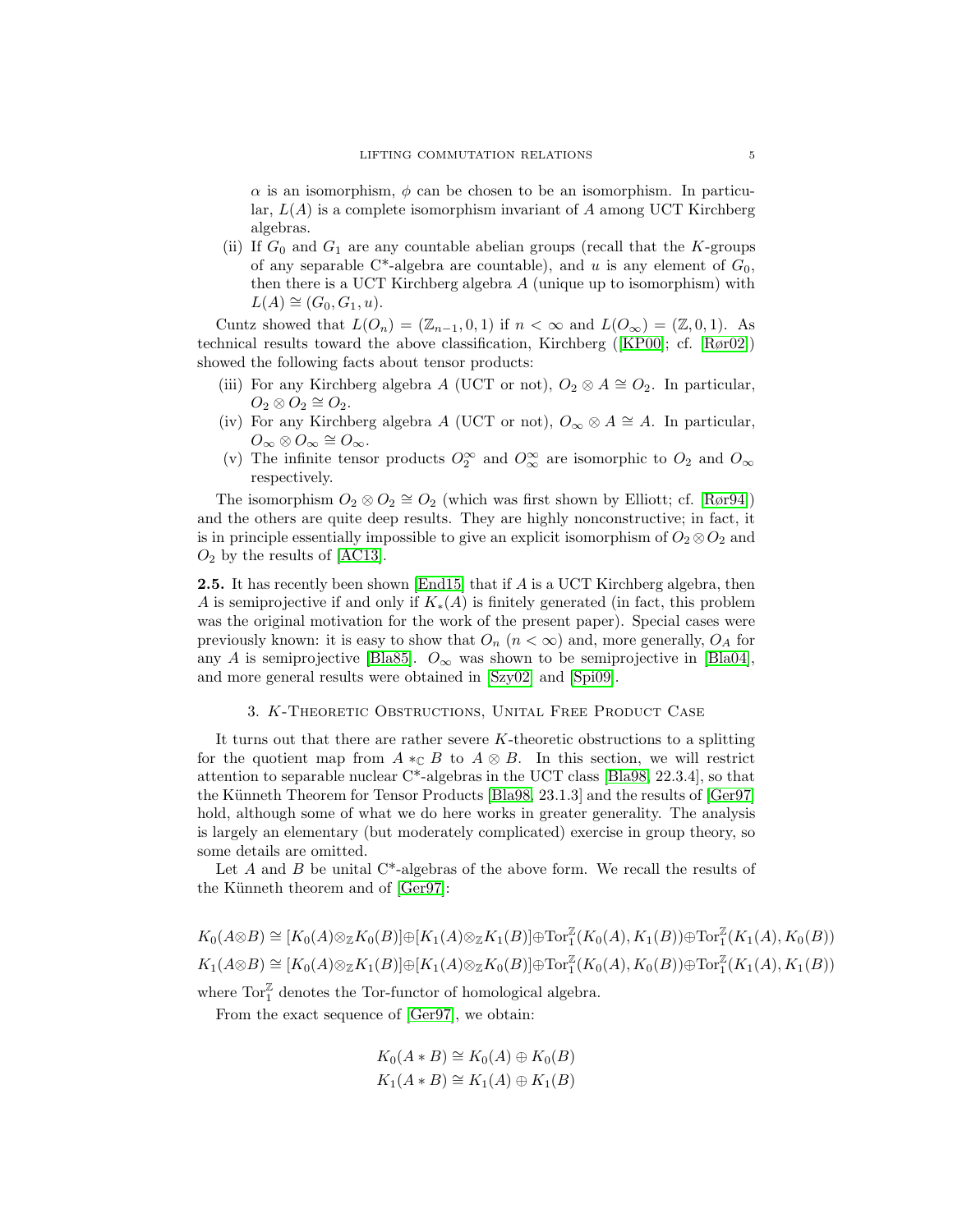$\alpha$ is an isomorphism, $\phi$ can be chosen to be an isomorphism. In particular, $L(A)$ is a complete isomorphism invariant of $A$ among UCT Kirchberg algebras.

(ii) If $G_0$ and $G_1$ are any countable abelian groups (recall that the $K$-groups of any separable C*-algebra are countable), and $u$ is any element of $G_0$, then there is a UCT Kirchberg algebra $A$ (unique up to isomorphism) with $L(A) \cong (G_0, G_1, u)$.

Cuntz showed that $L(O_n) = (\mathbb{Z}_{n-1}, 0, 1)$ if $n < \infty$ and $L(O_\infty) = (\mathbb{Z}, 0, 1)$. As technical results toward the above classification, Kirchberg ([KP00]; cf. [Rør02]) showed the following facts about tensor products:

(iii) For any Kirchberg algebra $A$ (UCT or not), $O_2 \otimes A \cong O_2$. In particular, $O_2 \otimes O_2 \cong O_2$.

(iv) For any Kirchberg algebra $A$ (UCT or not), $O_\infty \otimes A \cong A$. In particular, $O_\infty \otimes O_\infty \cong O_\infty$.

(v) The infinite tensor products $O_2^\infty$ and $O_\infty^\infty$ are isomorphic to $O_2$ and $O_\infty$ respectively.

The isomorphism $O_2 \otimes O_2 \cong O_2$ (which was first shown by Elliott; cf. [Rør94]) and the others are quite deep results. They are highly nonconstructive; in fact, it is in principle essentially impossible to give an explicit isomorphism of $O_2 \otimes O_2$ and $O_2$ by the results of [AC13].

**2.5.** It has recently been shown [End15] that if $A$ is a UCT Kirchberg algebra, then $A$ is semiprojective if and only if $K_*(A)$ is finitely generated (in fact, this problem was the original motivation for the work of the present paper). Special cases were previously known: it is easy to show that $O_n$ ($n < \infty$) and, more generally, $O_A$ for any $A$ is semiprojective [Bla85]. $O_\infty$ was shown to be semiprojective in [Bla04], and more general results were obtained in [Szy02] and [Spi09].

## 3. $K$-Theoretic Obstructions, Unital Free Product Case

It turns out that there are rather severe $K$-theoretic obstructions to a splitting for the quotient map from $A *_{\mathbb{C}} B$ to $A \otimes B$. In this section, we will restrict attention to separable nuclear C*-algebras in the UCT class [Bla98, 22.3.4], so that the Künneth Theorem for Tensor Products [Bla98, 23.1.3] and the results of [Ger97] hold, although some of what we do here works in greater generality. The analysis is largely an elementary (but moderately complicated) exercise in group theory, so some details are omitted.

Let $A$ and $B$ be unital C*-algebras of the above form. We recall the results of the Künneth theorem and of [Ger97]:

$$K_0(A \otimes B) \cong [K_0(A) \otimes_{\mathbb{Z}} K_0(B)] \oplus [K_1(A) \otimes_{\mathbb{Z}} K_1(B)] \oplus \mathrm{Tor}_1^{\mathbb{Z}}(K_0(A), K_1(B)) \oplus \mathrm{Tor}_1^{\mathbb{Z}}(K_1(A), K_0(B))$$
$$K_1(A \otimes B) \cong [K_0(A) \otimes_{\mathbb{Z}} K_1(B)] \oplus [K_1(A) \otimes_{\mathbb{Z}} K_0(B)] \oplus \mathrm{Tor}_1^{\mathbb{Z}}(K_0(A), K_0(B)) \oplus \mathrm{Tor}_1^{\mathbb{Z}}(K_1(A), K_1(B))$$

where $\mathrm{Tor}_1^{\mathbb{Z}}$ denotes the Tor-functor of homological algebra.

From the exact sequence of [Ger97], we obtain:

$$K_0(A * B) \cong K_0(A) \oplus K_0(B)$$
$$K_1(A * B) \cong K_1(A) \oplus K_1(B)$$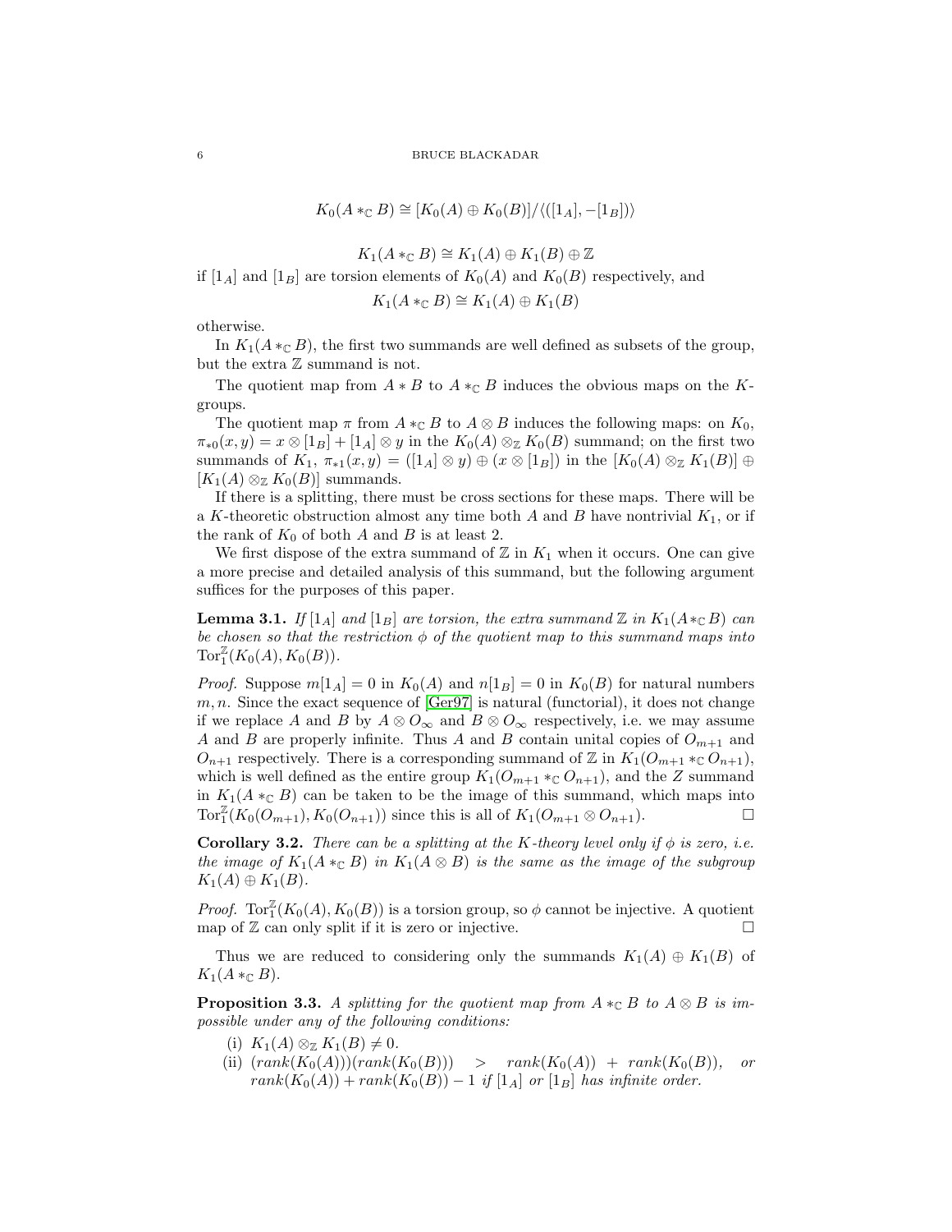$$K_0(A *_{\mathbb{C}} B) \cong [K_0(A) \oplus K_0(B)]/\langle([1_A], -[1_B])\rangle$$

$$K_1(A *_{\mathbb{C}} B) \cong K_1(A) \oplus K_1(B) \oplus \mathbb{Z}$$

if $[1_A]$ and $[1_B]$ are torsion elements of $K_0(A)$ and $K_0(B)$ respectively, and

$$K_1(A *_{\mathbb{C}} B) \cong K_1(A) \oplus K_1(B)$$

otherwise.

In $K_1(A *_{\mathbb{C}} B)$, the first two summands are well defined as subsets of the group, but the extra $\mathbb{Z}$ summand is not.

The quotient map from $A * B$ to $A *_{\mathbb{C}} B$ induces the obvious maps on the $K$-groups.

The quotient map $\pi$ from $A *_{\mathbb{C}} B$ to $A \otimes B$ induces the following maps: on $K_0$, $\pi_{*0}(x, y) = x \otimes [1_B] + [1_A] \otimes y$ in the $K_0(A) \otimes_{\mathbb{Z}} K_0(B)$ summand; on the first two summands of $K_1$, $\pi_{*1}(x, y) = ([1_A] \otimes y) \oplus (x \otimes [1_B])$ in the $[K_0(A) \otimes_{\mathbb{Z}} K_1(B)] \oplus [K_1(A) \otimes_{\mathbb{Z}} K_0(B)]$ summands.

If there is a splitting, there must be cross sections for these maps. There will be a $K$-theoretic obstruction almost any time both $A$ and $B$ have nontrivial $K_1$, or if the rank of $K_0$ of both $A$ and $B$ is at least 2.

We first dispose of the extra summand of $\mathbb{Z}$ in $K_1$ when it occurs. One can give a more precise and detailed analysis of this summand, but the following argument suffices for the purposes of this paper.

**Lemma 3.1.** *If $[1_A]$ and $[1_B]$ are torsion, the extra summand $\mathbb{Z}$ in $K_1(A *_{\mathbb{C}} B)$ can be chosen so that the restriction $\phi$ of the quotient map to this summand maps into $\mathrm{Tor}_1^{\mathbb{Z}}(K_0(A), K_0(B))$.*

*Proof.* Suppose $m[1_A] = 0$ in $K_0(A)$ and $n[1_B] = 0$ in $K_0(B)$ for natural numbers $m, n$. Since the exact sequence of [Ger97] is natural (functorial), it does not change if we replace $A$ and $B$ by $A \otimes O_\infty$ and $B \otimes O_\infty$ respectively, i.e. we may assume $A$ and $B$ are properly infinite. Thus $A$ and $B$ contain unital copies of $O_{m+1}$ and $O_{n+1}$ respectively. There is a corresponding summand of $\mathbb{Z}$ in $K_1(O_{m+1} *_{\mathbb{C}} O_{n+1})$, which is well defined as the entire group $K_1(O_{m+1} *_{\mathbb{C}} O_{n+1})$, and the $Z$ summand in $K_1(A *_{\mathbb{C}} B)$ can be taken to be the image of this summand, which maps into $\mathrm{Tor}_1^{\mathbb{Z}}(K_0(O_{m+1}), K_0(O_{n+1}))$ since this is all of $K_1(O_{m+1} \otimes O_{n+1})$. □

**Corollary 3.2.** *There can be a splitting at the $K$-theory level only if $\phi$ is zero, i.e. the image of $K_1(A *_{\mathbb{C}} B)$ in $K_1(A \otimes B)$ is the same as the image of the subgroup $K_1(A) \oplus K_1(B)$.*

*Proof.* $\mathrm{Tor}_1^{\mathbb{Z}}(K_0(A), K_0(B))$ is a torsion group, so $\phi$ cannot be injective. A quotient map of $\mathbb{Z}$ can only split if it is zero or injective. □

Thus we are reduced to considering only the summands $K_1(A) \oplus K_1(B)$ of $K_1(A *_{\mathbb{C}} B)$.

**Proposition 3.3.** *A splitting for the quotient map from $A *_{\mathbb{C}} B$ to $A \otimes B$ is impossible under any of the following conditions:*

(i) *$K_1(A) \otimes_{\mathbb{Z}} K_1(B) \neq 0$.*
(ii) *$(rank(K_0(A)))(rank(K_0(B))) > rank(K_0(A)) + rank(K_0(B))$, or $rank(K_0(A)) + rank(K_0(B)) - 1$ if $[1_A]$ or $[1_B]$ has infinite order.*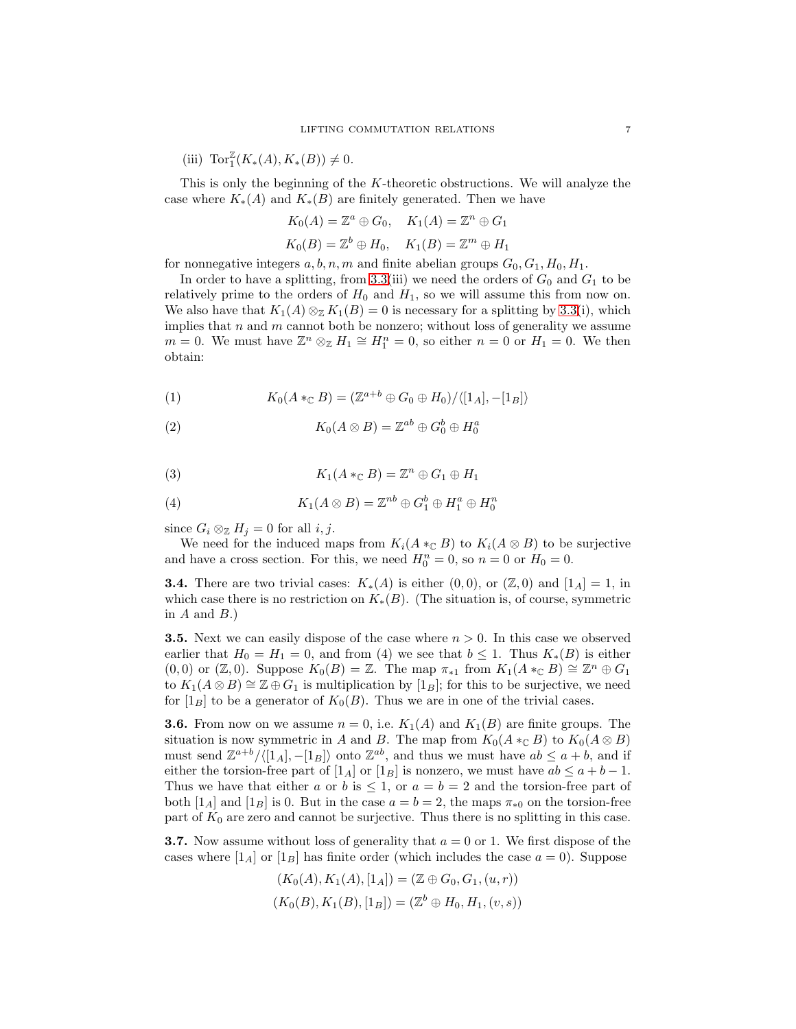(iii) $\operatorname{Tor}_1^{\mathbb{Z}}(K_*(A), K_*(B)) \neq 0$.

This is only the beginning of the $K$-theoretic obstructions. We will analyze the case where $K_*(A)$ and $K_*(B)$ are finitely generated. Then we have

$$K_0(A) = \mathbb{Z}^a \oplus G_0, \quad K_1(A) = \mathbb{Z}^n \oplus G_1$$

$$K_0(B) = \mathbb{Z}^b \oplus H_0, \quad K_1(B) = \mathbb{Z}^m \oplus H_1$$

for nonnegative integers $a, b, n, m$ and finite abelian groups $G_0, G_1, H_0, H_1$.

In order to have a splitting, from 3.3(iii) we need the orders of $G_0$ and $G_1$ to be relatively prime to the orders of $H_0$ and $H_1$, so we will assume this from now on. We also have that $K_1(A) \otimes_{\mathbb{Z}} K_1(B) = 0$ is necessary for a splitting by 3.3(i), which implies that $n$ and $m$ cannot both be nonzero; without loss of generality we assume $m = 0$. We must have $\mathbb{Z}^n \otimes_{\mathbb{Z}} H_1 \cong H_1^n = 0$, so either $n = 0$ or $H_1 = 0$. We then obtain:

$$K_0(A *_{\mathbb{C}} B) = (\mathbb{Z}^{a+b} \oplus G_0 \oplus H_0)/\langle [1_A], -[1_B] \rangle \tag{1}$$

$$K_0(A \otimes B) = \mathbb{Z}^{ab} \oplus G_0^b \oplus H_0^a \tag{2}$$

$$K_1(A *_{\mathbb{C}} B) = \mathbb{Z}^n \oplus G_1 \oplus H_1 \tag{3}$$

$$K_1(A \otimes B) = \mathbb{Z}^{nb} \oplus G_1^b \oplus H_1^a \oplus H_0^n \tag{4}$$

since $G_i \otimes_{\mathbb{Z}} H_j = 0$ for all $i, j$.

We need for the induced maps from $K_i(A *_{\mathbb{C}} B)$ to $K_i(A \otimes B)$ to be surjective and have a cross section. For this, we need $H_0^n = 0$, so $n = 0$ or $H_0 = 0$.

**3.4.** There are two trivial cases: $K_*(A)$ is either $(0, 0)$, or $(\mathbb{Z}, 0)$ and $[1_A] = 1$, in which case there is no restriction on $K_*(B)$. (The situation is, of course, symmetric in $A$ and $B$.)

**3.5.** Next we can easily dispose of the case where $n > 0$. In this case we observed earlier that $H_0 = H_1 = 0$, and from (4) we see that $b \leq 1$. Thus $K_*(B)$ is either $(0, 0)$ or $(\mathbb{Z}, 0)$. Suppose $K_0(B) = \mathbb{Z}$. The map $\pi_{*1}$ from $K_1(A *_{\mathbb{C}} B) \cong \mathbb{Z}^n \oplus G_1$ to $K_1(A \otimes B) \cong \mathbb{Z} \oplus G_1$ is multiplication by $[1_B]$; for this to be surjective, we need for $[1_B]$ to be a generator of $K_0(B)$. Thus we are in one of the trivial cases.

**3.6.** From now on we assume $n = 0$, i.e. $K_1(A)$ and $K_1(B)$ are finite groups. The situation is now symmetric in $A$ and $B$. The map from $K_0(A *_{\mathbb{C}} B)$ to $K_0(A \otimes B)$ must send $\mathbb{Z}^{a+b}/\langle [1_A], -[1_B] \rangle$ onto $\mathbb{Z}^{ab}$, and thus we must have $ab \leq a + b$, and if either the torsion-free part of $[1_A]$ or $[1_B]$ is nonzero, we must have $ab \leq a + b - 1$. Thus we have that either $a$ or $b$ is $\leq 1$, or $a = b = 2$ and the torsion-free part of both $[1_A]$ and $[1_B]$ is 0. But in the case $a = b = 2$, the maps $\pi_{*0}$ on the torsion-free part of $K_0$ are zero and cannot be surjective. Thus there is no splitting in this case.

**3.7.** Now assume without loss of generality that $a = 0$ or 1. We first dispose of the cases where $[1_A]$ or $[1_B]$ has finite order (which includes the case $a = 0$). Suppose

$$(K_0(A), K_1(A), [1_A]) = (\mathbb{Z} \oplus G_0, G_1, (u, r))$$

$$(K_0(B), K_1(B), [1_B]) = (\mathbb{Z}^b \oplus H_0, H_1, (v, s))$$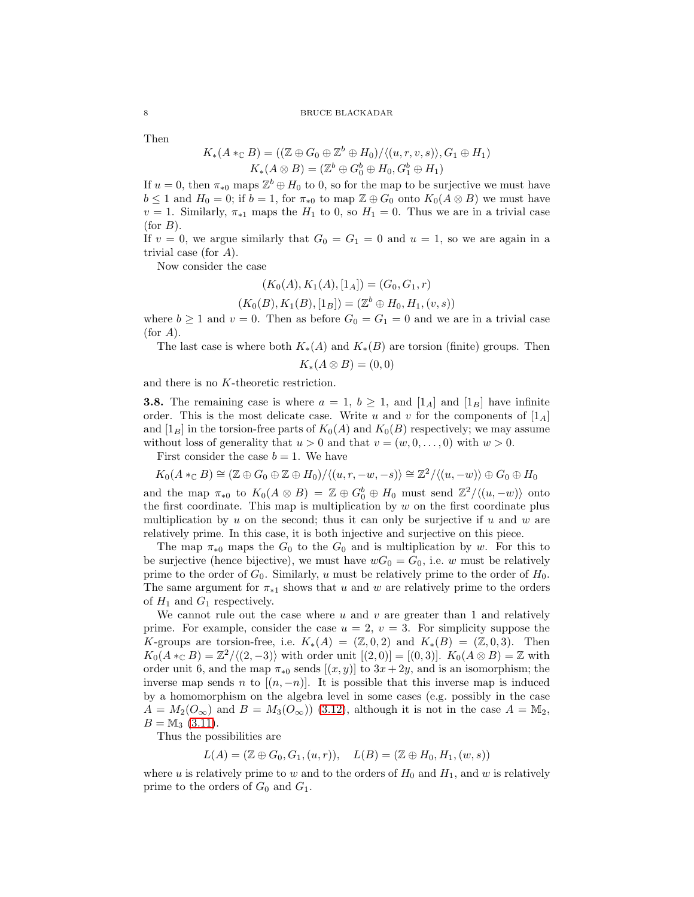Then

$$K_*(A *_{\mathbb{C}} B) = ((\mathbb{Z} \oplus G_0 \oplus \mathbb{Z}^b \oplus H_0)/\langle (u, r, v, s)\rangle, G_1 \oplus H_1)$$
$$K_*(A \otimes B) = (\mathbb{Z}^b \oplus G_0^b \oplus H_0, G_1^b \oplus H_1)$$

If $u = 0$, then $\pi_{*0}$ maps $\mathbb{Z}^b \oplus H_0$ to 0, so for the map to be surjective we must have $b \le 1$ and $H_0 = 0$; if $b = 1$, for $\pi_{*0}$ to map $\mathbb{Z} \oplus G_0$ onto $K_0(A \otimes B)$ we must have $v = 1$. Similarly, $\pi_{*1}$ maps the $H_1$ to 0, so $H_1 = 0$. Thus we are in a trivial case (for $B$).

If $v = 0$, we argue similarly that $G_0 = G_1 = 0$ and $u = 1$, so we are again in a trivial case (for $A$).

Now consider the case

$$(K_0(A), K_1(A), [1_A]) = (G_0, G_1, r)$$
$$(K_0(B), K_1(B), [1_B]) = (\mathbb{Z}^b \oplus H_0, H_1, (v, s))$$

where $b \ge 1$ and $v = 0$. Then as before $G_0 = G_1 = 0$ and we are in a trivial case (for $A$).

The last case is where both $K_*(A)$ and $K_*(B)$ are torsion (finite) groups. Then

$$K_*(A \otimes B) = (0, 0)$$

and there is no $K$-theoretic restriction.

**3.8.** The remaining case is where $a = 1$, $b \ge 1$, and $[1_A]$ and $[1_B]$ have infinite order. This is the most delicate case. Write $u$ and $v$ for the components of $[1_A]$ and $[1_B]$ in the torsion-free parts of $K_0(A)$ and $K_0(B)$ respectively; we may assume without loss of generality that $u > 0$ and that $v = (w, 0, \ldots, 0)$ with $w > 0$.

First consider the case $b = 1$. We have

$$K_0(A *_{\mathbb{C}} B) \cong (\mathbb{Z} \oplus G_0 \oplus \mathbb{Z} \oplus H_0)/\langle (u, r, -w, -s)\rangle \cong \mathbb{Z}^2/\langle (u, -w)\rangle \oplus G_0 \oplus H_0$$

and the map $\pi_{*0}$ to $K_0(A \otimes B) = \mathbb{Z} \oplus G_0^b \oplus H_0$ must send $\mathbb{Z}^2/\langle (u, -w)\rangle$ onto the first coordinate. This map is multiplication by $w$ on the first coordinate plus multiplication by $u$ on the second; thus it can only be surjective if $u$ and $w$ are relatively prime. In this case, it is both injective and surjective on this piece.

The map $\pi_{*0}$ maps the $G_0$ to the $G_0$ and is multiplication by $w$. For this to be surjective (hence bijective), we must have $wG_0 = G_0$, i.e. $w$ must be relatively prime to the order of $G_0$. Similarly, $u$ must be relatively prime to the order of $H_0$. The same argument for $\pi_{*1}$ shows that $u$ and $w$ are relatively prime to the orders of $H_1$ and $G_1$ respectively.

We cannot rule out the case where $u$ and $v$ are greater than 1 and relatively prime. For example, consider the case $u = 2$, $v = 3$. For simplicity suppose the $K$-groups are torsion-free, i.e. $K_*(A) = (\mathbb{Z}, 0, 2)$ and $K_*(B) = (\mathbb{Z}, 0, 3)$. Then $K_0(A *_{\mathbb{C}} B) = \mathbb{Z}^2/\langle (2, -3)\rangle$ with order unit $[(2, 0)] = [(0, 3)]$. $K_0(A \otimes B) = \mathbb{Z}$ with order unit 6, and the map $\pi_{*0}$ sends $[(x, y)]$ to $3x + 2y$, and is an isomorphism; the inverse map sends $n$ to $[(n, -n)]$. It is possible that this inverse map is induced by a homomorphism on the algebra level in some cases (e.g. possibly in the case $A = M_2(O_\infty)$ and $B = M_3(O_\infty)$) (3.12), although it is not in the case $A = \mathbb{M}_2$, $B = \mathbb{M}_3$ (3.11).

Thus the possibilities are

$$L(A) = (\mathbb{Z} \oplus G_0, G_1, (u, r)), \quad L(B) = (\mathbb{Z} \oplus H_0, H_1, (w, s))$$

where $u$ is relatively prime to $w$ and to the orders of $H_0$ and $H_1$, and $w$ is relatively prime to the orders of $G_0$ and $G_1$.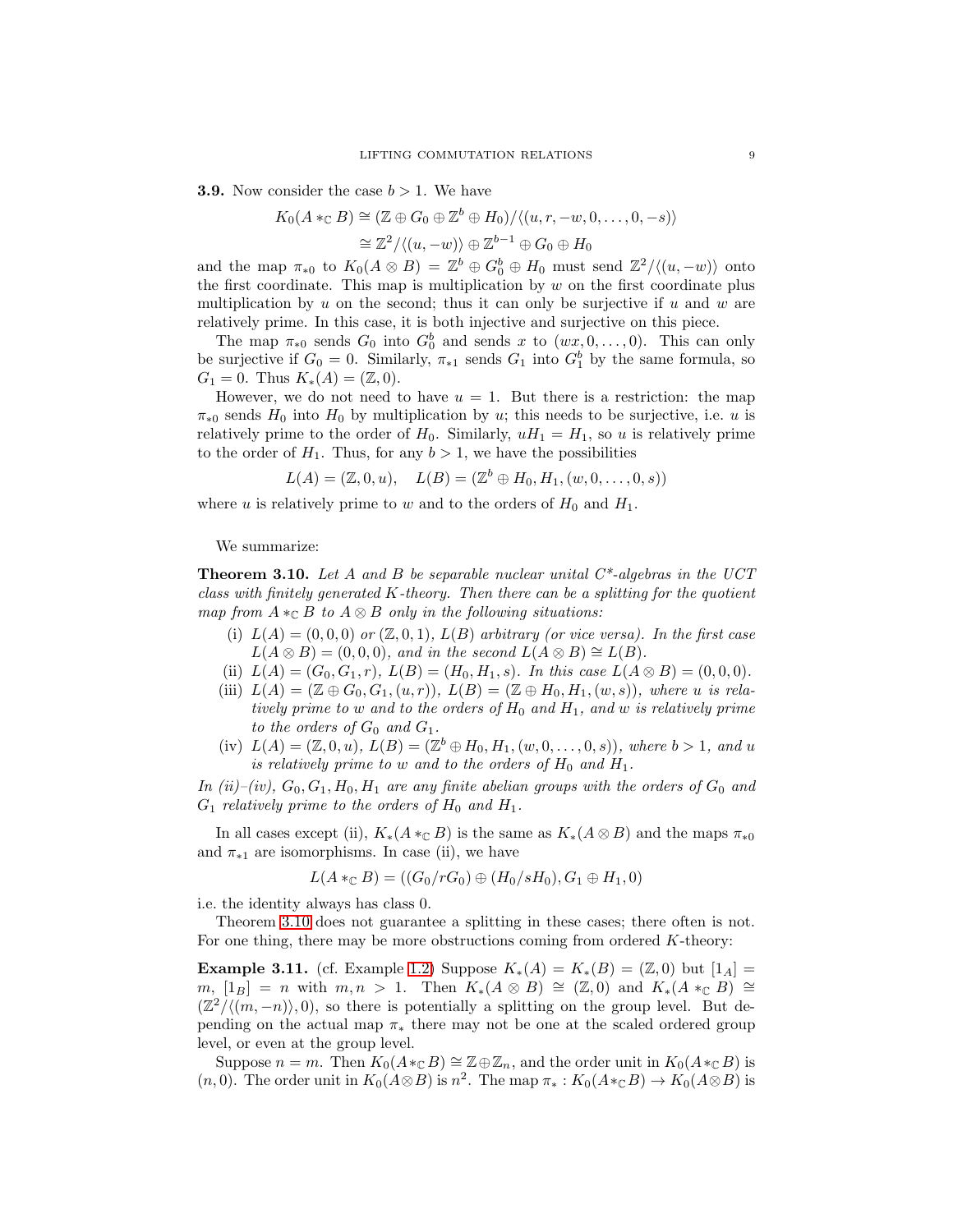**3.9.** Now consider the case $b > 1$. We have

$$K_0(A *_{\mathbb{C}} B) \cong (\mathbb{Z} \oplus G_0 \oplus \mathbb{Z}^b \oplus H_0)/\langle (u, r, -w, 0, \ldots, 0, -s) \rangle$$
$$\cong \mathbb{Z}^2/\langle (u, -w) \rangle \oplus \mathbb{Z}^{b-1} \oplus G_0 \oplus H_0$$

and the map $\pi_{*0}$ to $K_0(A \otimes B) = \mathbb{Z}^b \oplus G_0^b \oplus H_0$ must send $\mathbb{Z}^2/\langle (u, -w) \rangle$ onto the first coordinate. This map is multiplication by $w$ on the first coordinate plus multiplication by $u$ on the second; thus it can only be surjective if $u$ and $w$ are relatively prime. In this case, it is both injective and surjective on this piece.

The map $\pi_{*0}$ sends $G_0$ into $G_0^b$ and sends $x$ to $(wx, 0, \ldots, 0)$. This can only be surjective if $G_0 = 0$. Similarly, $\pi_{*1}$ sends $G_1$ into $G_1^b$ by the same formula, so $G_1 = 0$. Thus $K_*(A) = (\mathbb{Z}, 0)$.

However, we do not need to have $u = 1$. But there is a restriction: the map $\pi_{*0}$ sends $H_0$ into $H_0$ by multiplication by $u$; this needs to be surjective, i.e. $u$ is relatively prime to the order of $H_0$. Similarly, $uH_1 = H_1$, so $u$ is relatively prime to the order of $H_1$. Thus, for any $b > 1$, we have the possibilities

$$L(A) = (\mathbb{Z}, 0, u), \quad L(B) = (\mathbb{Z}^b \oplus H_0, H_1, (w, 0, \ldots, 0, s))$$

where $u$ is relatively prime to $w$ and to the orders of $H_0$ and $H_1$.

We summarize:

**Theorem 3.10.** *Let $A$ and $B$ be separable nuclear unital $C^*$-algebras in the UCT class with finitely generated $K$-theory. Then there can be a splitting for the quotient map from $A *_{\mathbb{C}} B$ to $A \otimes B$ only in the following situations:*

(i) *$L(A) = (0, 0, 0)$ or $(\mathbb{Z}, 0, 1)$, $L(B)$ arbitrary (or vice versa). In the first case $L(A \otimes B) = (0, 0, 0)$, and in the second $L(A \otimes B) \cong L(B)$.*

(ii) *$L(A) = (G_0, G_1, r)$, $L(B) = (H_0, H_1, s)$. In this case $L(A \otimes B) = (0, 0, 0)$.*

(iii) *$L(A) = (\mathbb{Z} \oplus G_0, G_1, (u, r))$, $L(B) = (\mathbb{Z} \oplus H_0, H_1, (w, s))$, where $u$ is relatively prime to $w$ and to the orders of $H_0$ and $H_1$, and $w$ is relatively prime to the orders of $G_0$ and $G_1$.*

(iv) *$L(A) = (\mathbb{Z}, 0, u)$, $L(B) = (\mathbb{Z}^b \oplus H_0, H_1, (w, 0, \ldots, 0, s))$, where $b > 1$, and $u$ is relatively prime to $w$ and to the orders of $H_0$ and $H_1$.*

*In (ii)–(iv), $G_0, G_1, H_0, H_1$ are any finite abelian groups with the orders of $G_0$ and $G_1$ relatively prime to the orders of $H_0$ and $H_1$.*

In all cases except (ii), $K_*(A *_{\mathbb{C}} B)$ is the same as $K_*(A \otimes B)$ and the maps $\pi_{*0}$ and $\pi_{*1}$ are isomorphisms. In case (ii), we have

$$L(A *_{\mathbb{C}} B) = ((G_0/rG_0) \oplus (H_0/sH_0), G_1 \oplus H_1, 0)$$

i.e. the identity always has class 0.

Theorem 3.10 does not guarantee a splitting in these cases; there often is not. For one thing, there may be more obstructions coming from ordered $K$-theory:

**Example 3.11.** (cf. Example 1.2) Suppose $K_*(A) = K_*(B) = (\mathbb{Z}, 0)$ but $[1_A] = m$, $[1_B] = n$ with $m, n > 1$. Then $K_*(A \otimes B) \cong (\mathbb{Z}, 0)$ and $K_*(A *_{\mathbb{C}} B) \cong (\mathbb{Z}^2/\langle (m, -n) \rangle, 0)$, so there is potentially a splitting on the group level. But depending on the actual map $\pi_*$ there may not be one at the scaled ordered group level, or even at the group level.

Suppose $n = m$. Then $K_0(A *_{\mathbb{C}} B) \cong \mathbb{Z} \oplus \mathbb{Z}_n$, and the order unit in $K_0(A *_{\mathbb{C}} B)$ is $(n, 0)$. The order unit in $K_0(A \otimes B)$ is $n^2$. The map $\pi_* : K_0(A *_{\mathbb{C}} B) \to K_0(A \otimes B)$ is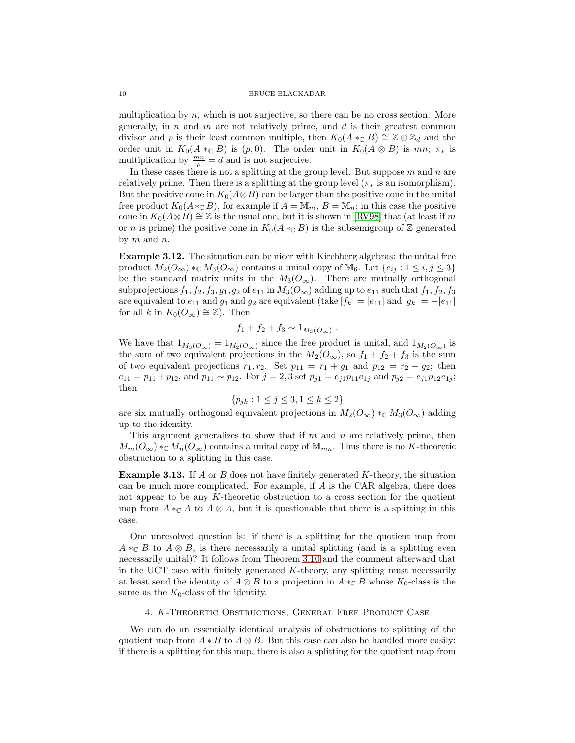multiplication by $n$, which is not surjective, so there can be no cross section. More generally, in $n$ and $m$ are not relatively prime, and $d$ is their greatest common divisor and $p$ is their least common multiple, then $K_0(A *_{\mathbb{C}} B) \cong \mathbb{Z} \oplus \mathbb{Z}_d$ and the order unit in $K_0(A *_{\mathbb{C}} B)$ is $(p, 0)$. The order unit in $K_0(A \otimes B)$ is $mn$; $\pi_*$ is multiplication by $\frac{mn}{p} = d$ and is not surjective.

In these cases there is not a splitting at the group level. But suppose $m$ and $n$ are relatively prime. Then there is a splitting at the group level ($\pi_*$ is an isomorphism). But the positive cone in $K_0(A \otimes B)$ can be larger than the positive cone in the unital free product $K_0(A *_{\mathbb{C}} B)$, for example if $A = \mathbb{M}_m$, $B = \mathbb{M}_n$; in this case the positive cone in $K_0(A \otimes B) \cong \mathbb{Z}$ is the usual one, but it is shown in [RV98] that (at least if $m$ or $n$ is prime) the positive cone in $K_0(A *_{\mathbb{C}} B)$ is the subsemigroup of $\mathbb{Z}$ generated by $m$ and $n$.

**Example 3.12.** The situation can be nicer with Kirchberg algebras: the unital free product $M_2(O_\infty) *_{\mathbb{C}} M_3(O_\infty)$ contains a unital copy of $\mathbb{M}_6$. Let $\{e_{ij} : 1 \leq i, j \leq 3\}$ be the standard matrix units in the $M_3(O_\infty)$. There are mutually orthogonal subprojections $f_1, f_2, f_3, g_1, g_2$ of $e_{11}$ in $M_3(O_\infty)$ adding up to $e_{11}$ such that $f_1, f_2, f_3$ are equivalent to $e_{11}$ and $g_1$ and $g_2$ are equivalent (take $[f_k] = [e_{11}]$ and $[g_k] = -[e_{11}]$ for all $k$ in $K_0(O_\infty) \cong \mathbb{Z}$). Then

$$f_1 + f_2 + f_3 \sim 1_{M_3(O_\infty)} \ .$$

We have that $1_{M_3(O_\infty)} = 1_{M_2(O_\infty)}$ since the free product is unital, and $1_{M_2(O_\infty)}$ is the sum of two equivalent projections in the $M_2(O_\infty)$, so $f_1 + f_2 + f_3$ is the sum of two equivalent projections $r_1, r_2$. Set $p_{11} = r_1 + g_1$ and $p_{12} = r_2 + g_2$; then $e_{11} = p_{11} + p_{12}$, and $p_{11} \sim p_{12}$. For $j = 2, 3$ set $p_{j1} = e_{j1} p_{11} e_{1j}$ and $p_{j2} = e_{j1} p_{12} e_{1j}$; then

$$\{p_{jk} : 1 \leq j \leq 3, 1 \leq k \leq 2\}$$

are six mutually orthogonal equivalent projections in $M_2(O_\infty) *_{\mathbb{C}} M_3(O_\infty)$ adding up to the identity.

This argument generalizes to show that if $m$ and $n$ are relatively prime, then $M_m(O_\infty) *_{\mathbb{C}} M_n(O_\infty)$ contains a unital copy of $\mathbb{M}_{mn}$. Thus there is no $K$-theoretic obstruction to a splitting in this case.

**Example 3.13.** If $A$ or $B$ does not have finitely generated $K$-theory, the situation can be much more complicated. For example, if $A$ is the CAR algebra, there does not appear to be any $K$-theoretic obstruction to a cross section for the quotient map from $A *_{\mathbb{C}} A$ to $A \otimes A$, but it is questionable that there is a splitting in this case.

One unresolved question is: if there is a splitting for the quotient map from $A *_{\mathbb{C}} B$ to $A \otimes B$, is there necessarily a unital splitting (and is a splitting even necessarily unital)? It follows from Theorem 3.10 and the comment afterward that in the UCT case with finitely generated $K$-theory, any splitting must necessarily at least send the identity of $A \otimes B$ to a projection in $A *_{\mathbb{C}} B$ whose $K_0$-class is the same as the $K_0$-class of the identity.

## 4. $K$-Theoretic Obstructions, General Free Product Case

We can do an essentially identical analysis of obstructions to splitting of the quotient map from $A * B$ to $A \otimes B$. But this case can also be handled more easily: if there is a splitting for this map, there is also a splitting for the quotient map from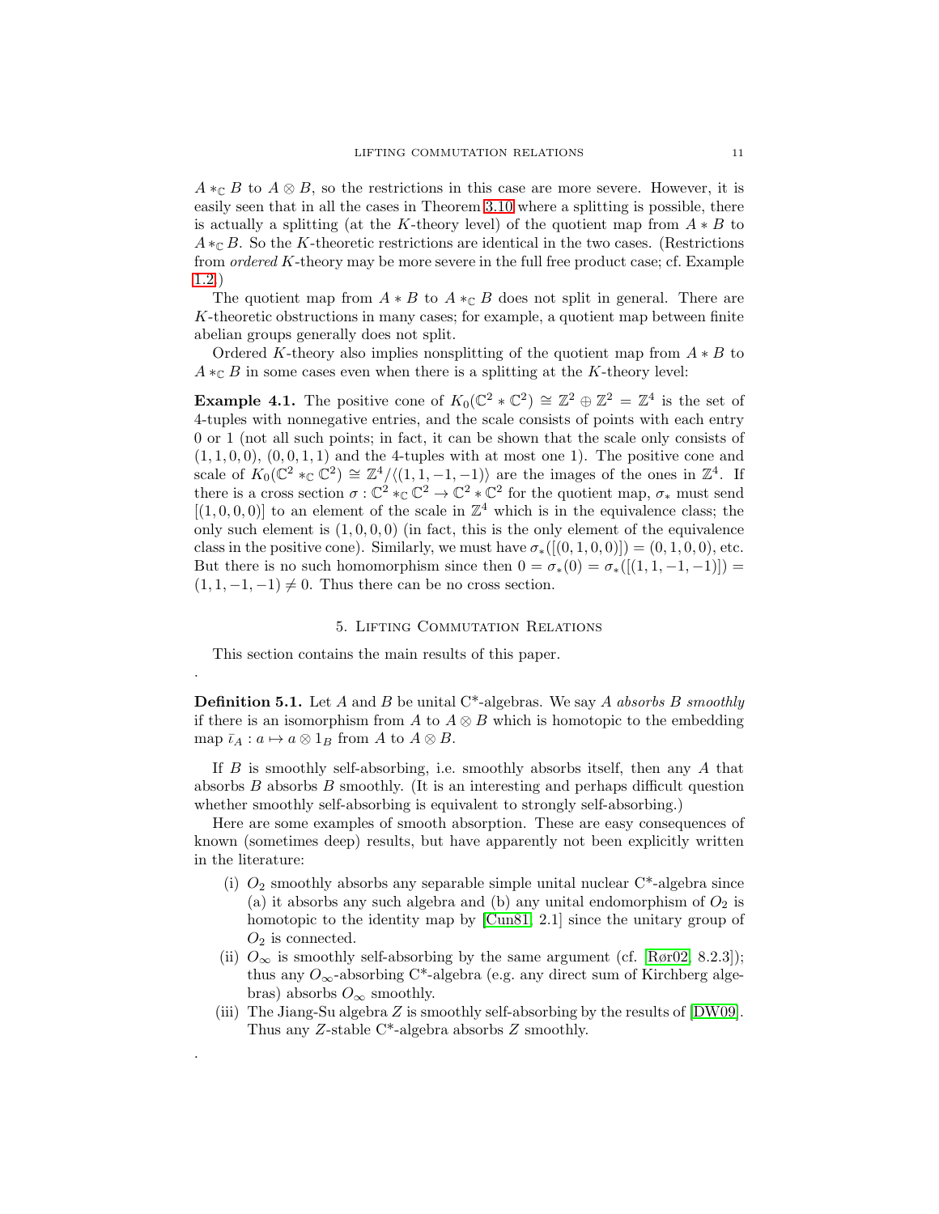$A *_{\mathbb{C}} B$ to $A \otimes B$, so the restrictions in this case are more severe. However, it is easily seen that in all the cases in Theorem 3.10 where a splitting is possible, there is actually a splitting (at the $K$-theory level) of the quotient map from $A * B$ to $A *_{\mathbb{C}} B$. So the $K$-theoretic restrictions are identical in the two cases. (Restrictions from *ordered* $K$-theory may be more severe in the full free product case; cf. Example 1.2.)

The quotient map from $A * B$ to $A *_{\mathbb{C}} B$ does not split in general. There are $K$-theoretic obstructions in many cases; for example, a quotient map between finite abelian groups generally does not split.

Ordered $K$-theory also implies nonsplitting of the quotient map from $A * B$ to $A *_{\mathbb{C}} B$ in some cases even when there is a splitting at the $K$-theory level:

**Example 4.1.** The positive cone of $K_0(\mathbb{C}^2 * \mathbb{C}^2) \cong \mathbb{Z}^2 \oplus \mathbb{Z}^2 = \mathbb{Z}^4$ is the set of 4-tuples with nonnegative entries, and the scale consists of points with each entry 0 or 1 (not all such points; in fact, it can be shown that the scale only consists of $(1,1,0,0)$, $(0,0,1,1)$ and the 4-tuples with at most one 1). The positive cone and scale of $K_0(\mathbb{C}^2 *_{\mathbb{C}} \mathbb{C}^2) \cong \mathbb{Z}^4/\langle(1,1,-1,-1)\rangle$ are the images of the ones in $\mathbb{Z}^4$. If there is a cross section $\sigma : \mathbb{C}^2 *_{\mathbb{C}} \mathbb{C}^2 \to \mathbb{C}^2 * \mathbb{C}^2$ for the quotient map, $\sigma_*$ must send $[(1,0,0,0)]$ to an element of the scale in $\mathbb{Z}^4$ which is in the equivalence class; the only such element is $(1,0,0,0)$ (in fact, this is the only element of the equivalence class in the positive cone). Similarly, we must have $\sigma_*([(0,1,0,0)]) = (0,1,0,0)$, etc. But there is no such homomorphism since then $0 = \sigma_*(0) = \sigma_*([(1,1,-1,-1)]) = (1,1,-1,-1) \neq 0$. Thus there can be no cross section.

## 5. Lifting Commutation Relations

This section contains the main results of this paper.

.

**Definition 5.1.** Let $A$ and $B$ be unital C*-algebras. We say $A$ *absorbs* $B$ *smoothly* if there is an isomorphism from $A$ to $A \otimes B$ which is homotopic to the embedding map $\bar{\iota}_A : a \mapsto a \otimes 1_B$ from $A$ to $A \otimes B$.

If $B$ is smoothly self-absorbing, i.e. smoothly absorbs itself, then any $A$ that absorbs $B$ absorbs $B$ smoothly. (It is an interesting and perhaps difficult question whether smoothly self-absorbing is equivalent to strongly self-absorbing.)

Here are some examples of smooth absorption. These are easy consequences of known (sometimes deep) results, but have apparently not been explicitly written in the literature:

(i) $O_2$ smoothly absorbs any separable simple unital nuclear C*-algebra since (a) it absorbs any such algebra and (b) any unital endomorphism of $O_2$ is homotopic to the identity map by [Cun81, 2.1] since the unitary group of $O_2$ is connected.

(ii) $O_\infty$ is smoothly self-absorbing by the same argument (cf. [Rør02, 8.2.3]); thus any $O_\infty$-absorbing C*-algebra (e.g. any direct sum of Kirchberg algebras) absorbs $O_\infty$ smoothly.

(iii) The Jiang-Su algebra $Z$ is smoothly self-absorbing by the results of [DW09]. Thus any $Z$-stable C*-algebra absorbs $Z$ smoothly.

.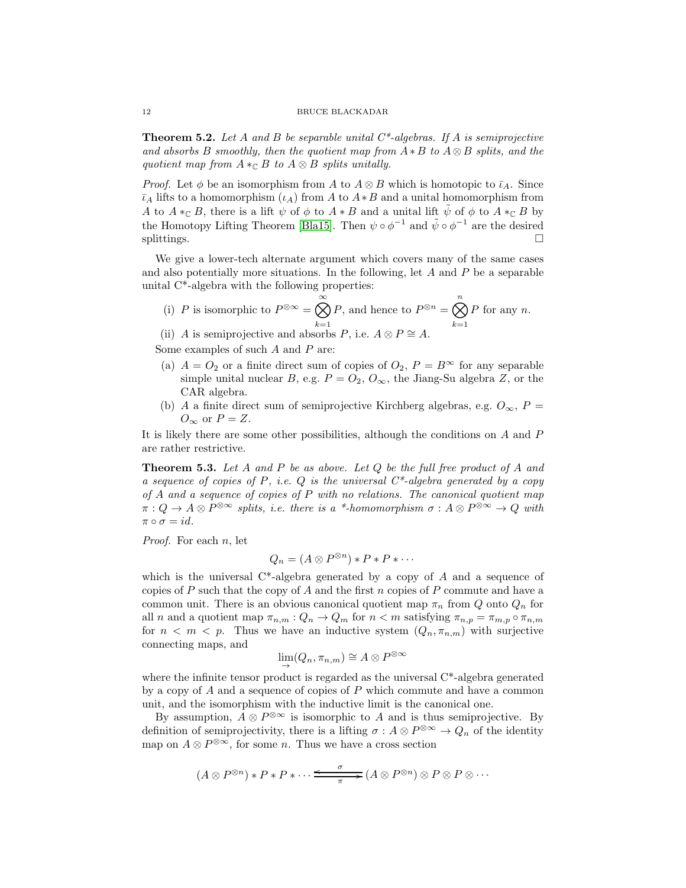**Theorem 5.2.** *Let $A$ and $B$ be separable unital C\*-algebras. If $A$ is semiprojective and absorbs $B$ smoothly, then the quotient map from $A * B$ to $A \otimes B$ splits, and the quotient map from $A *_{\mathbb{C}} B$ to $A \otimes B$ splits unitally.*

*Proof.* Let $\phi$ be an isomorphism from $A$ to $A \otimes B$ which is homotopic to $\bar{\iota}_A$. Since $\bar{\iota}_A$ lifts to a homomorphism $(\iota_A)$ from $A$ to $A * B$ and a unital homomorphism from $A$ to $A *_{\mathbb{C}} B$, there is a lift $\psi$ of $\phi$ to $A * B$ and a unital lift $\tilde{\psi}$ of $\phi$ to $A *_{\mathbb{C}} B$ by the Homotopy Lifting Theorem [Bla15]. Then $\psi \circ \phi^{-1}$ and $\tilde{\psi} \circ \phi^{-1}$ are the desired splittings. □

We give a lower-tech alternate argument which covers many of the same cases and also potentially more situations. In the following, let $A$ and $P$ be a separable unital C\*-algebra with the following properties:

(i) $P$ is isomorphic to $P^{\otimes\infty} = \bigotimes_{k=1}^{\infty} P$, and hence to $P^{\otimes n} = \bigotimes_{k=1}^{n} P$ for any $n$.

(ii) $A$ is semiprojective and absorbs $P$, i.e. $A \otimes P \cong A$.

Some examples of such $A$ and $P$ are:

(a) $A = O_2$ or a finite direct sum of copies of $O_2$, $P = B^{\infty}$ for any separable simple unital nuclear $B$, e.g. $P = O_2$, $O_\infty$, the Jiang-Su algebra $Z$, or the CAR algebra.

(b) $A$ a finite direct sum of semiprojective Kirchberg algebras, e.g. $O_\infty$, $P = O_\infty$ or $P = Z$.

It is likely there are some other possibilities, although the conditions on $A$ and $P$ are rather restrictive.

**Theorem 5.3.** *Let $A$ and $P$ be as above. Let $Q$ be the full free product of $A$ and a sequence of copies of $P$, i.e. $Q$ is the universal C\*-algebra generated by a copy of $A$ and a sequence of copies of $P$ with no relations. The canonical quotient map $\pi : Q \to A \otimes P^{\otimes\infty}$ splits, i.e. there is a \*-homomorphism $\sigma : A \otimes P^{\otimes\infty} \to Q$ with $\pi \circ \sigma = id$.*

*Proof.* For each $n$, let

$$Q_n = (A \otimes P^{\otimes n}) * P * P * \cdots$$

which is the universal C\*-algebra generated by a copy of $A$ and a sequence of copies of $P$ such that the copy of $A$ and the first $n$ copies of $P$ commute and have a common unit. There is an obvious canonical quotient map $\pi_n$ from $Q$ onto $Q_n$ for all $n$ and a quotient map $\pi_{n,m} : Q_n \to Q_m$ for $n < m$ satisfying $\pi_{n,p} = \pi_{m,p} \circ \pi_{n,m}$ for $n < m < p$. Thus we have an inductive system $(Q_n, \pi_{n,m})$ with surjective connecting maps, and

$$\lim_{\to}(Q_n, \pi_{n,m}) \cong A \otimes P^{\otimes\infty}$$

where the infinite tensor product is regarded as the universal C\*-algebra generated by a copy of $A$ and a sequence of copies of $P$ which commute and have a common unit, and the isomorphism with the inductive limit is the canonical one.

By assumption, $A \otimes P^{\otimes\infty}$ is isomorphic to $A$ and is thus semiprojective. By definition of semiprojectivity, there is a lifting $\sigma : A \otimes P^{\otimes\infty} \to Q_n$ of the identity map on $A \otimes P^{\otimes\infty}$, for some $n$. Thus we have a cross section

$$(A \otimes P^{\otimes n}) * P * P * \cdots \underset{\pi}{\overset{\sigma}{\rightleftarrows}} (A \otimes P^{\otimes n}) \otimes P \otimes P \otimes \cdots$$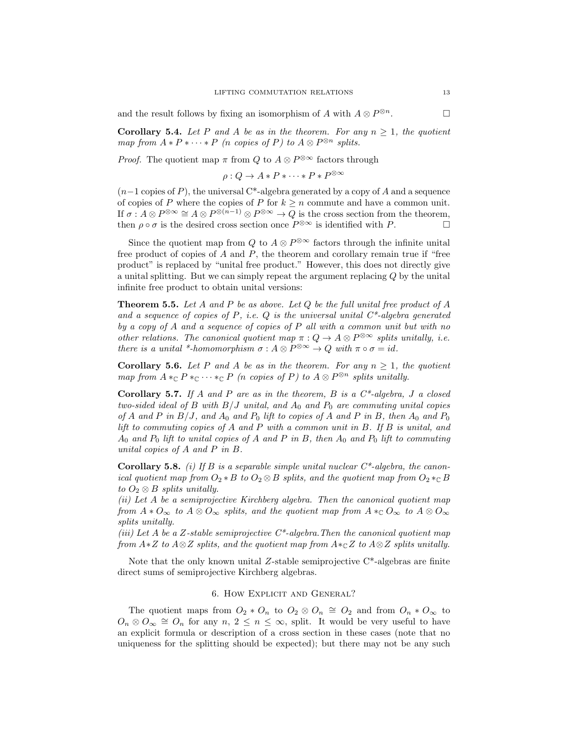and the result follows by fixing an isomorphism of $A$ with $A \otimes P^{\otimes n}$. $\square$

**Corollary 5.4.** *Let $P$ and $A$ be as in the theorem. For any $n \geq 1$, the quotient map from $A * P * \cdots * P$ ($n$ copies of $P$) to $A \otimes P^{\otimes n}$ splits.*

*Proof.* The quotient map $\pi$ from $Q$ to $A \otimes P^{\otimes \infty}$ factors through

$$\rho : Q \to A * P * \cdots * P * P^{\otimes \infty}$$

($n-1$ copies of $P$), the universal C*-algebra generated by a copy of $A$ and a sequence of copies of $P$ where the copies of $P$ for $k \geq n$ commute and have a common unit. If $\sigma : A \otimes P^{\otimes \infty} \cong A \otimes P^{\otimes (n-1)} \otimes P^{\otimes \infty} \to Q$ is the cross section from the theorem, then $\rho \circ \sigma$ is the desired cross section once $P^{\otimes \infty}$ is identified with $P$. $\square$

Since the quotient map from $Q$ to $A \otimes P^{\otimes \infty}$ factors through the infinite unital free product of copies of $A$ and $P$, the theorem and corollary remain true if "free product" is replaced by "unital free product." However, this does not directly give a unital splitting. But we can simply repeat the argument replacing $Q$ by the unital infinite free product to obtain unital versions:

**Theorem 5.5.** *Let $A$ and $P$ be as above. Let $Q$ be the full unital free product of $A$ and a sequence of copies of $P$, i.e. $Q$ is the universal unital C*-algebra generated by a copy of $A$ and a sequence of copies of $P$ all with a common unit but with no other relations. The canonical quotient map $\pi : Q \to A \otimes P^{\otimes \infty}$ splits unitally, i.e. there is a unital \*-homomorphism $\sigma : A \otimes P^{\otimes \infty} \to Q$ with $\pi \circ \sigma = id$.*

**Corollary 5.6.** *Let $P$ and $A$ be as in the theorem. For any $n \geq 1$, the quotient map from $A *_{\mathbb{C}} P *_{\mathbb{C}} \cdots *_{\mathbb{C}} P$ ($n$ copies of $P$) to $A \otimes P^{\otimes n}$ splits unitally.*

**Corollary 5.7.** *If $A$ and $P$ are as in the theorem, $B$ is a C*-algebra, $J$ a closed two-sided ideal of $B$ with $B/J$ unital, and $A_0$ and $P_0$ are commuting unital copies of $A$ and $P$ in $B/J$, and $A_0$ and $P_0$ lift to copies of $A$ and $P$ in $B$, then $A_0$ and $P_0$ lift to commuting copies of $A$ and $P$ with a common unit in $B$. If $B$ is unital, and $A_0$ and $P_0$ lift to unital copies of $A$ and $P$ in $B$, then $A_0$ and $P_0$ lift to commuting unital copies of $A$ and $P$ in $B$.*

**Corollary 5.8.** *(i) If $B$ is a separable simple unital nuclear C*-algebra, the canonical quotient map from $O_2 * B$ to $O_2 \otimes B$ splits, and the quotient map from $O_2 *_{\mathbb{C}} B$ to $O_2 \otimes B$ splits unitally.*
*(ii) Let $A$ be a semiprojective Kirchberg algebra. Then the canonical quotient map from $A * O_\infty$ to $A \otimes O_\infty$ splits, and the quotient map from $A *_{\mathbb{C}} O_\infty$ to $A \otimes O_\infty$ splits unitally.*
*(iii) Let $A$ be a $Z$-stable semiprojective C*-algebra. Then the canonical quotient map from $A * Z$ to $A \otimes Z$ splits, and the quotient map from $A *_{\mathbb{C}} Z$ to $A \otimes Z$ splits unitally.*

Note that the only known unital $Z$-stable semiprojective C*-algebras are finite direct sums of semiprojective Kirchberg algebras.

## 6. How Explicit and General?

The quotient maps from $O_2 * O_n$ to $O_2 \otimes O_n \cong O_2$ and from $O_n * O_\infty$ to $O_n \otimes O_\infty \cong O_n$ for any $n$, $2 \leq n \leq \infty$, split. It would be very useful to have an explicit formula or description of a cross section in these cases (note that no uniqueness for the splitting should be expected); but there may not be any such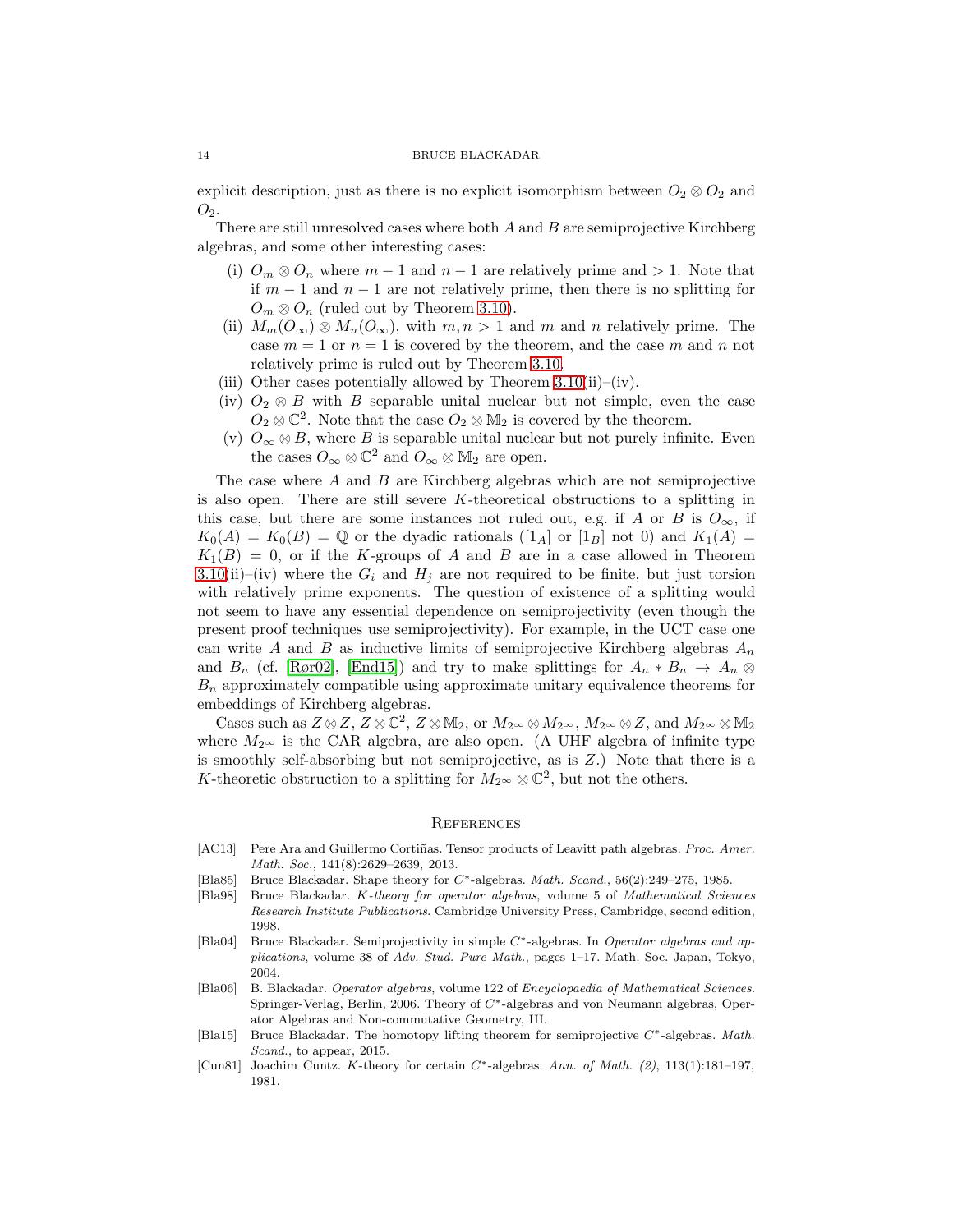explicit description, just as there is no explicit isomorphism between $O_2 \otimes O_2$ and $O_2$.

There are still unresolved cases where both $A$ and $B$ are semiprojective Kirchberg algebras, and some other interesting cases:

(i) $O_m \otimes O_n$ where $m-1$ and $n-1$ are relatively prime and $> 1$. Note that if $m-1$ and $n-1$ are not relatively prime, then there is no splitting for $O_m \otimes O_n$ (ruled out by Theorem 3.10).

(ii) $M_m(O_\infty) \otimes M_n(O_\infty)$, with $m, n > 1$ and $m$ and $n$ relatively prime. The case $m = 1$ or $n = 1$ is covered by the theorem, and the case $m$ and $n$ not relatively prime is ruled out by Theorem 3.10.

(iii) Other cases potentially allowed by Theorem 3.10(ii)–(iv).

(iv) $O_2 \otimes B$ with $B$ separable unital nuclear but not simple, even the case $O_2 \otimes \mathbb{C}^2$. Note that the case $O_2 \otimes \mathbb{M}_2$ is covered by the theorem.

(v) $O_\infty \otimes B$, where $B$ is separable unital nuclear but not purely infinite. Even the cases $O_\infty \otimes \mathbb{C}^2$ and $O_\infty \otimes \mathbb{M}_2$ are open.

The case where $A$ and $B$ are Kirchberg algebras which are not semiprojective is also open. There are still severe $K$-theoretical obstructions to a splitting in this case, but there are some instances not ruled out, e.g. if $A$ or $B$ is $O_\infty$, if $K_0(A) = K_0(B) = \mathbb{Q}$ or the dyadic rationals ($[1_A]$ or $[1_B]$ not 0) and $K_1(A) = K_1(B) = 0$, or if the $K$-groups of $A$ and $B$ are in a case allowed in Theorem 3.10(ii)–(iv) where the $G_i$ and $H_j$ are not required to be finite, but just torsion with relatively prime exponents. The question of existence of a splitting would not seem to have any essential dependence on semiprojectivity (even though the present proof techniques use semiprojectivity). For example, in the UCT case one can write $A$ and $B$ as inductive limits of semiprojective Kirchberg algebras $A_n$ and $B_n$ (cf. [Rør02], [End15]) and try to make splittings for $A_n * B_n \to A_n \otimes B_n$ approximately compatible using approximate unitary equivalence theorems for embeddings of Kirchberg algebras.

Cases such as $Z \otimes Z$, $Z \otimes \mathbb{C}^2$, $Z \otimes \mathbb{M}_2$, or $M_{2^\infty} \otimes M_{2^\infty}$, $M_{2^\infty} \otimes Z$, and $M_{2^\infty} \otimes \mathbb{M}_2$ where $M_{2^\infty}$ is the CAR algebra, are also open. (A UHF algebra of infinite type is smoothly self-absorbing but not semiprojective, as is $Z$.) Note that there is a $K$-theoretic obstruction to a splitting for $M_{2^\infty} \otimes \mathbb{C}^2$, but not the others.

## References

[AC13] Pere Ara and Guillermo Cortiñas. Tensor products of Leavitt path algebras. *Proc. Amer. Math. Soc.*, 141(8):2629–2639, 2013.

[Bla85] Bruce Blackadar. Shape theory for $C^*$-algebras. *Math. Scand.*, 56(2):249–275, 1985.

[Bla98] Bruce Blackadar. *K-theory for operator algebras*, volume 5 of *Mathematical Sciences Research Institute Publications*. Cambridge University Press, Cambridge, second edition, 1998.

[Bla04] Bruce Blackadar. Semiprojectivity in simple $C^*$-algebras. In *Operator algebras and applications*, volume 38 of *Adv. Stud. Pure Math.*, pages 1–17. Math. Soc. Japan, Tokyo, 2004.

[Bla06] B. Blackadar. *Operator algebras*, volume 122 of *Encyclopaedia of Mathematical Sciences*. Springer-Verlag, Berlin, 2006. Theory of $C^*$-algebras and von Neumann algebras, Operator Algebras and Non-commutative Geometry, III.

[Bla15] Bruce Blackadar. The homotopy lifting theorem for semiprojective $C^*$-algebras. *Math. Scand.*, to appear, 2015.

[Cun81] Joachim Cuntz. $K$-theory for certain $C^*$-algebras. *Ann. of Math. (2)*, 113(1):181–197, 1981.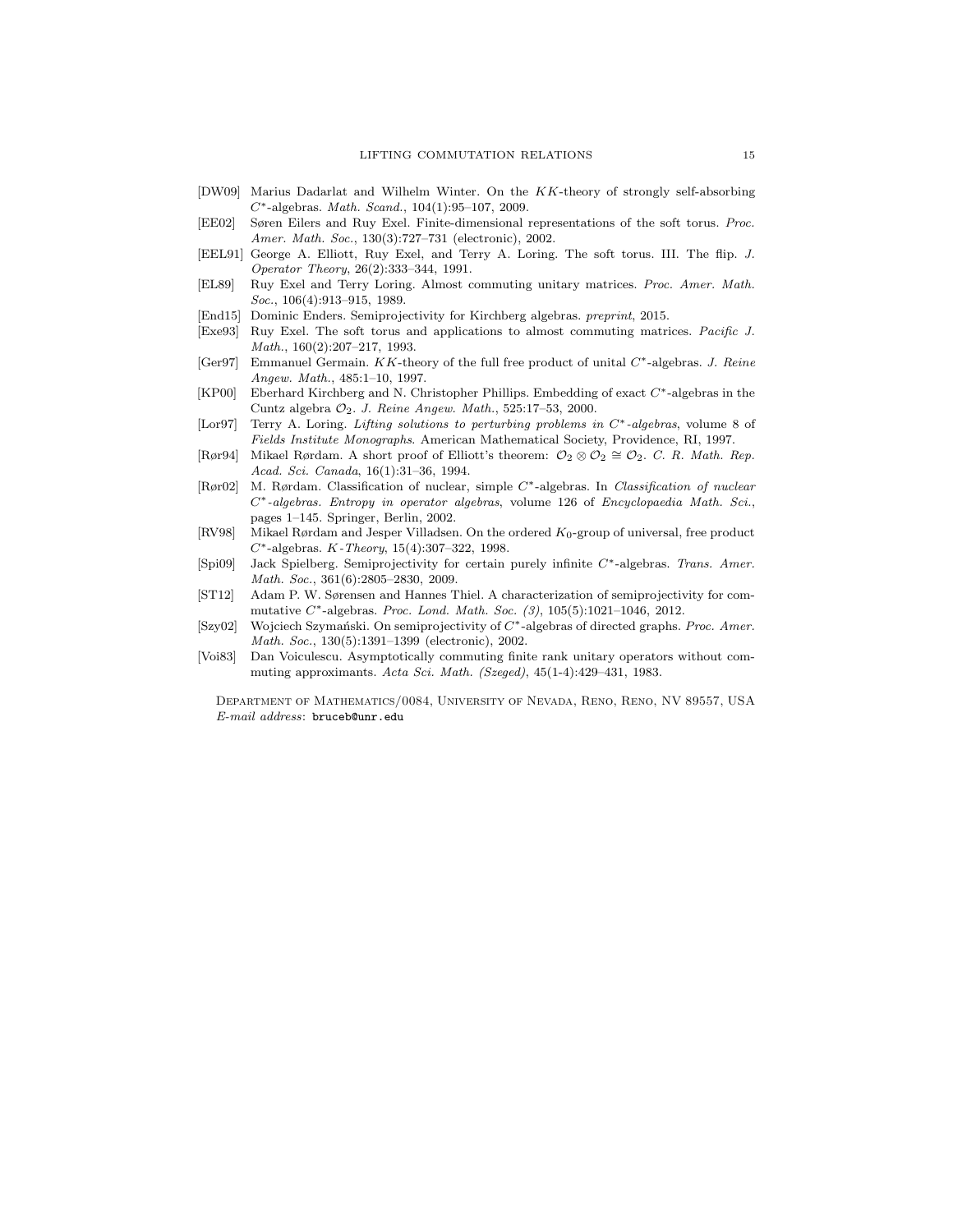[DW09] Marius Dadarlat and Wilhelm Winter. On the $KK$-theory of strongly self-absorbing $C^*$-algebras. *Math. Scand.*, 104(1):95–107, 2009.

[EE02] Søren Eilers and Ruy Exel. Finite-dimensional representations of the soft torus. *Proc. Amer. Math. Soc.*, 130(3):727–731 (electronic), 2002.

[EEL91] George A. Elliott, Ruy Exel, and Terry A. Loring. The soft torus. III. The flip. *J. Operator Theory*, 26(2):333–344, 1991.

[EL89] Ruy Exel and Terry Loring. Almost commuting unitary matrices. *Proc. Amer. Math. Soc.*, 106(4):913–915, 1989.

[End15] Dominic Enders. Semiprojectivity for Kirchberg algebras. *preprint*, 2015.

[Exe93] Ruy Exel. The soft torus and applications to almost commuting matrices. *Pacific J. Math.*, 160(2):207–217, 1993.

[Ger97] Emmanuel Germain. $KK$-theory of the full free product of unital $C^*$-algebras. *J. Reine Angew. Math.*, 485:1–10, 1997.

[KP00] Eberhard Kirchberg and N. Christopher Phillips. Embedding of exact $C^*$-algebras in the Cuntz algebra $\mathcal{O}_2$. *J. Reine Angew. Math.*, 525:17–53, 2000.

[Lor97] Terry A. Loring. *Lifting solutions to perturbing problems in $C^*$-algebras*, volume 8 of *Fields Institute Monographs*. American Mathematical Society, Providence, RI, 1997.

[Rør94] Mikael Rørdam. A short proof of Elliott's theorem: $\mathcal{O}_2 \otimes \mathcal{O}_2 \cong \mathcal{O}_2$. *C. R. Math. Rep. Acad. Sci. Canada*, 16(1):31–36, 1994.

[Rør02] M. Rørdam. Classification of nuclear, simple $C^*$-algebras. In *Classification of nuclear $C^*$-algebras. Entropy in operator algebras*, volume 126 of *Encyclopaedia Math. Sci.*, pages 1–145. Springer, Berlin, 2002.

[RV98] Mikael Rørdam and Jesper Villadsen. On the ordered $K_0$-group of universal, free product $C^*$-algebras. *K-Theory*, 15(4):307–322, 1998.

[Spi09] Jack Spielberg. Semiprojectivity for certain purely infinite $C^*$-algebras. *Trans. Amer. Math. Soc.*, 361(6):2805–2830, 2009.

[ST12] Adam P. W. Sørensen and Hannes Thiel. A characterization of semiprojectivity for commutative $C^*$-algebras. *Proc. Lond. Math. Soc. (3)*, 105(5):1021–1046, 2012.

[Szy02] Wojciech Szymański. On semiprojectivity of $C^*$-algebras of directed graphs. *Proc. Amer. Math. Soc.*, 130(5):1391–1399 (electronic), 2002.

[Voi83] Dan Voiculescu. Asymptotically commuting finite rank unitary operators without commuting approximants. *Acta Sci. Math. (Szeged)*, 45(1-4):429–431, 1983.

Department of Mathematics/0084, University of Nevada, Reno, Reno, NV 89557, USA
*E-mail address*: bruceb@unr.edu